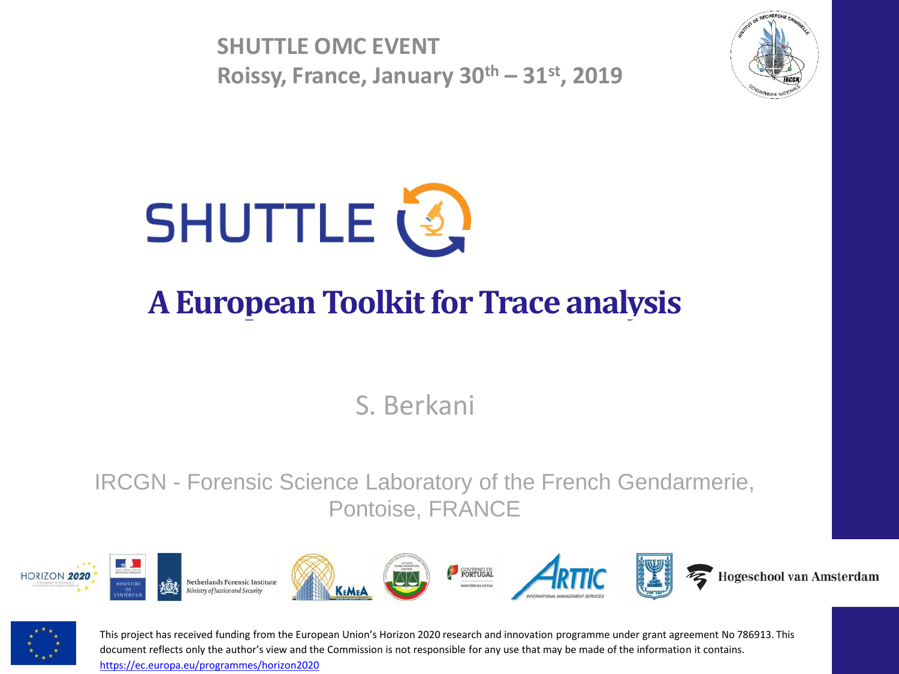**SHUTTLE OMC EVENT**
**Roissy, France, January 30th – 31st, 2019**

# SHUTTLE

## A European Toolkit for Trace analysis

S. Berkani

IRCGN - Forensic Science Laboratory of the French Gendarmerie, Pontoise, FRANCE

HORIZON 2020 · Ministère de l'Intérieur · Netherlands Forensic Institute, Ministry of Justice and Security · KEMEA · Governo de Portugal, Ministério da Justiça · ARTTIC International Management Services · Hogeschool van Amsterdam

This project has received funding from the European Union's Horizon 2020 research and innovation programme under grant agreement No 786913. This document reflects only the author's view and the Commission is not responsible for any use that may be made of the information it contains.
https://ec.europa.eu/programmes/horizon2020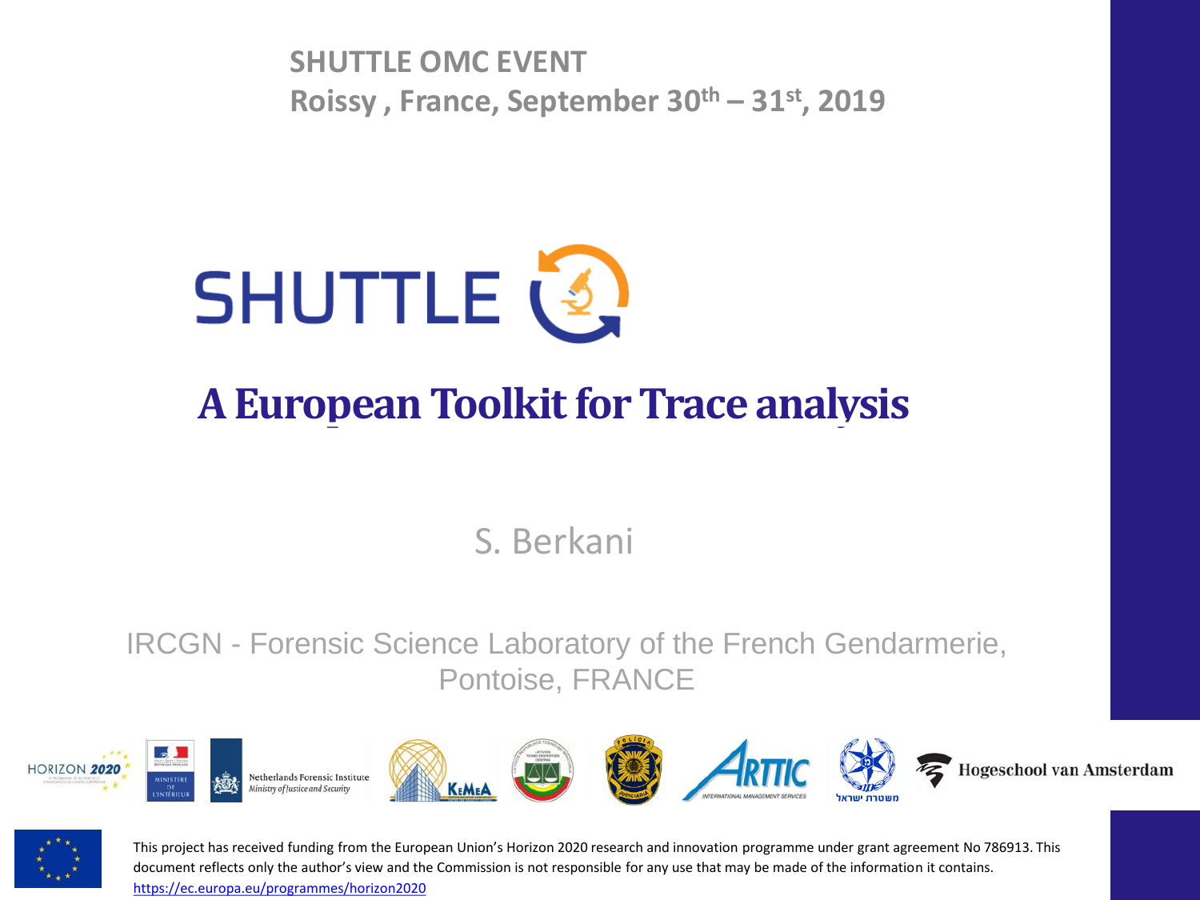**SHUTTLE OMC EVENT**

**Roissy , France, September 30th – 31st, 2019**

# SHUTTLE

## A European Toolkit for Trace analysis

S. Berkani

IRCGN - Forensic Science Laboratory of the French Gendarmerie, Pontoise, FRANCE

HORIZON 2020 · MINISTÈRE DE L'INTÉRIEUR · Netherlands Forensic Institute *Ministry of Justice and Security* · KEMEA · POLÍCIA JUDICIÁRIA · ARTTIC *INTERNATIONAL MANAGEMENT SERVICES* · משטרת ישראל · Hogeschool van Amsterdam

This project has received funding from the European Union's Horizon 2020 research and innovation programme under grant agreement No 786913. This document reflects only the author's view and the Commission is not responsible for any use that may be made of the information it contains.
https://ec.europa.eu/programmes/horizon2020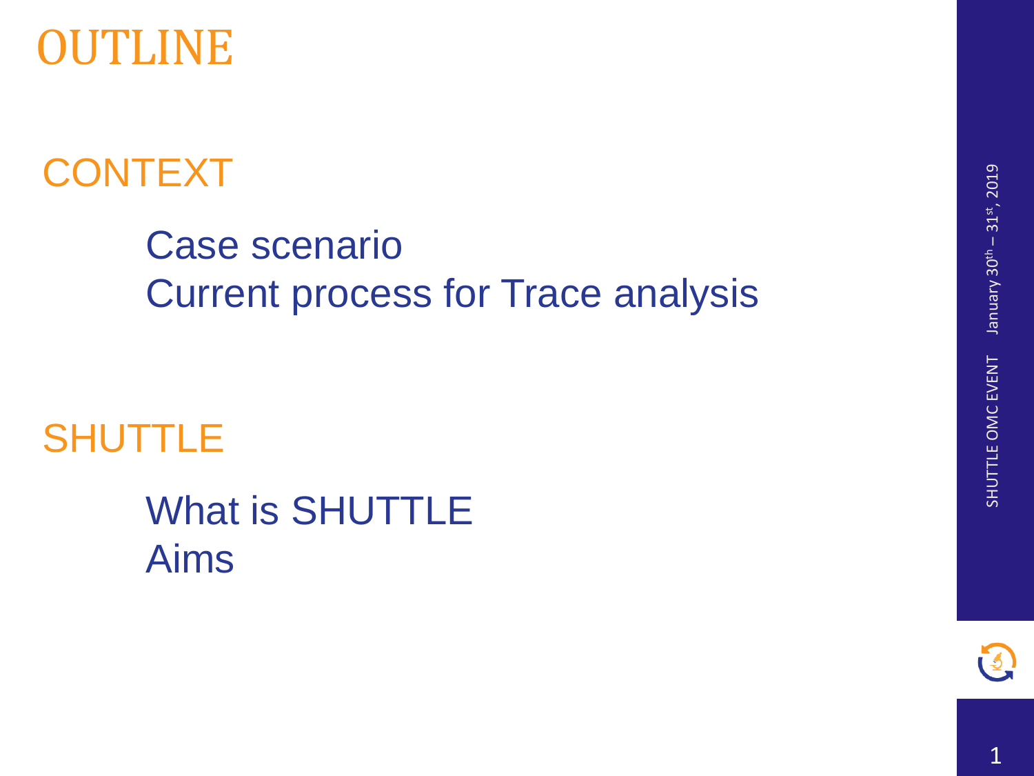# OUTLINE

## CONTEXT

- Case scenario
- Current process for Trace analysis

## SHUTTLE

- What is SHUTTLE
- Aims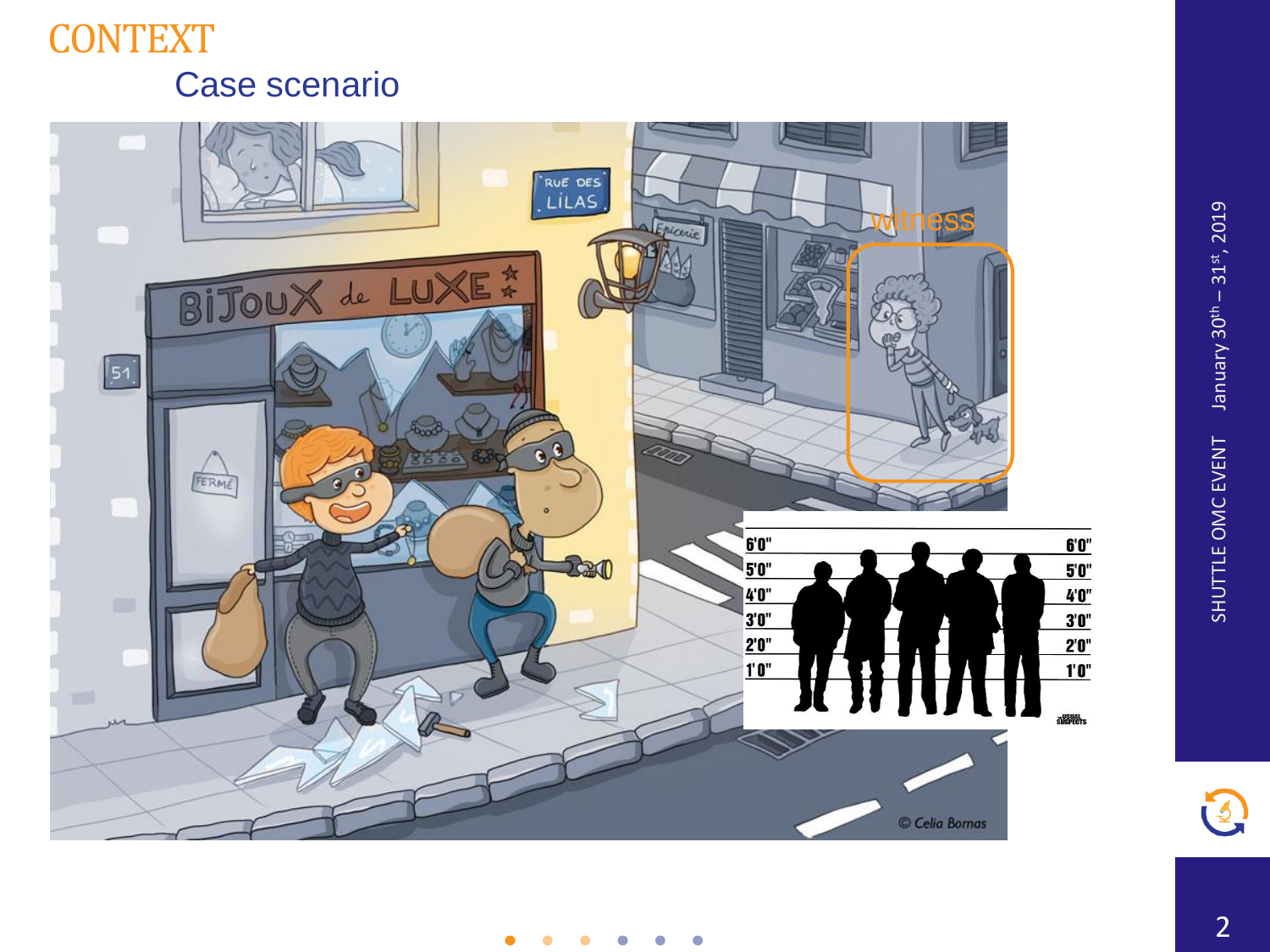# CONTEXT

## Case scenario

witness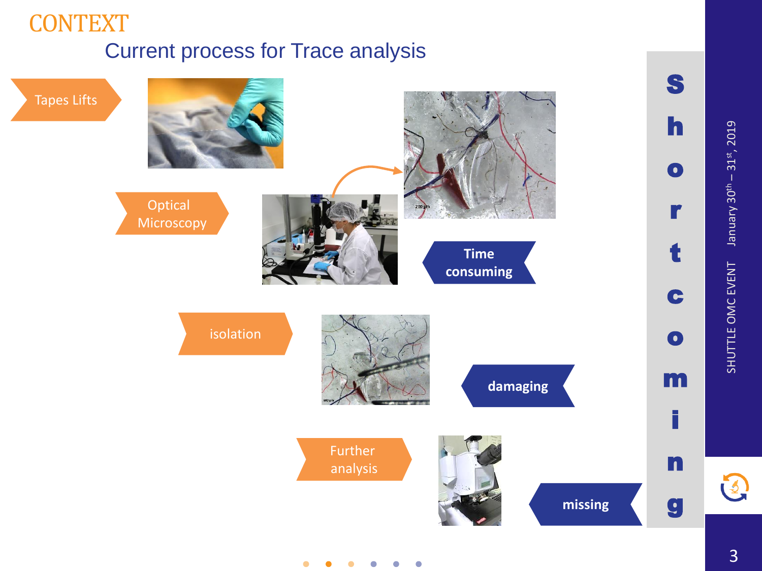# CONTEXT

## Current process for Trace analysis

- Tapes Lifts
- Optical Microscopy
- isolation
- Further analysis

**Time consuming**

**damaging**

**missing**

**Shortcoming**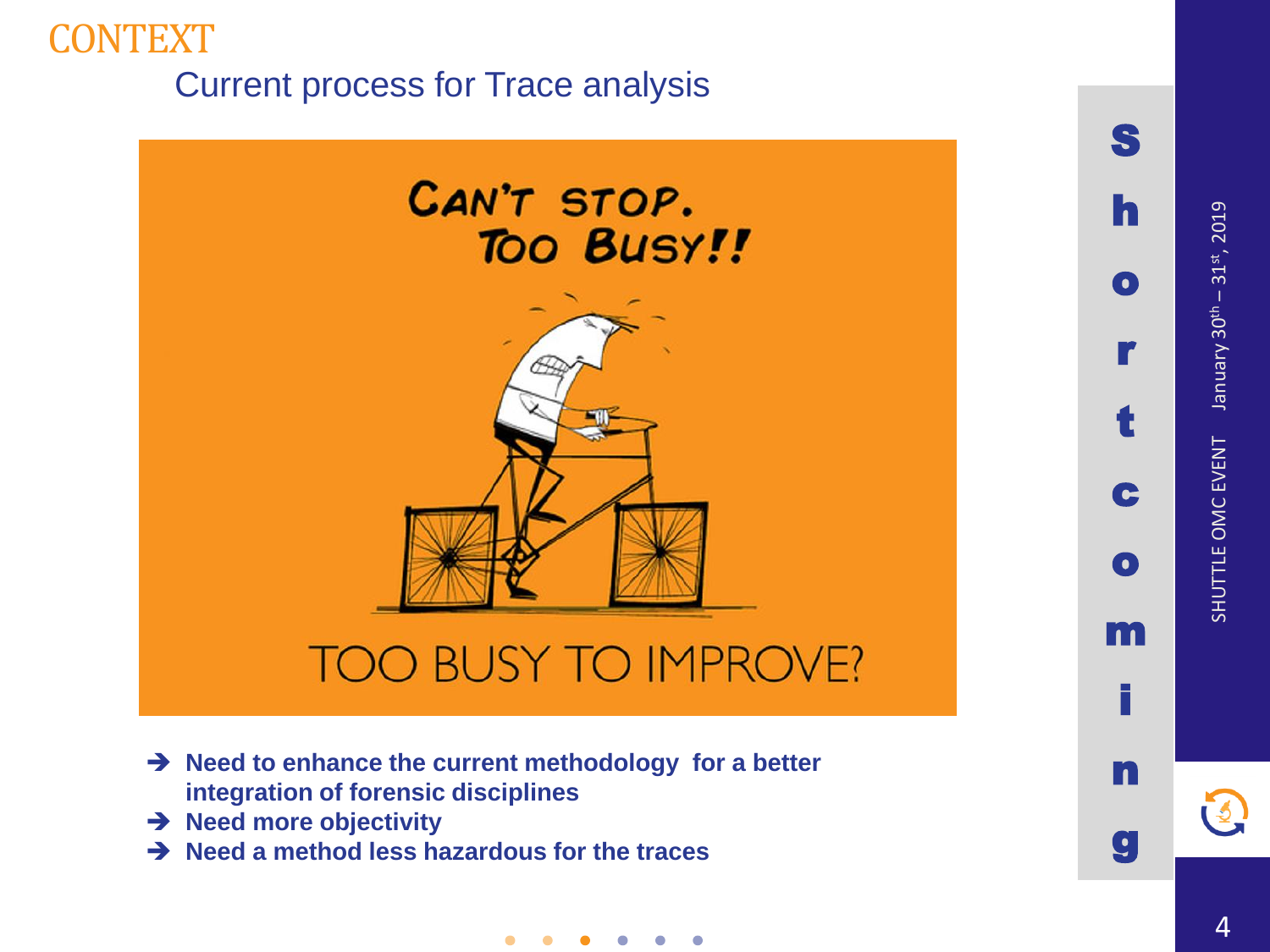# CONTEXT

## Current process for Trace analysis

CAN'T STOP. TOO BUSY!!

TOO BUSY TO IMPROVE?

- ➔ **Need to enhance the current methodology for a better integration of forensic disciplines**
- ➔ **Need more objectivity**
- ➔ **Need a method less hazardous for the traces**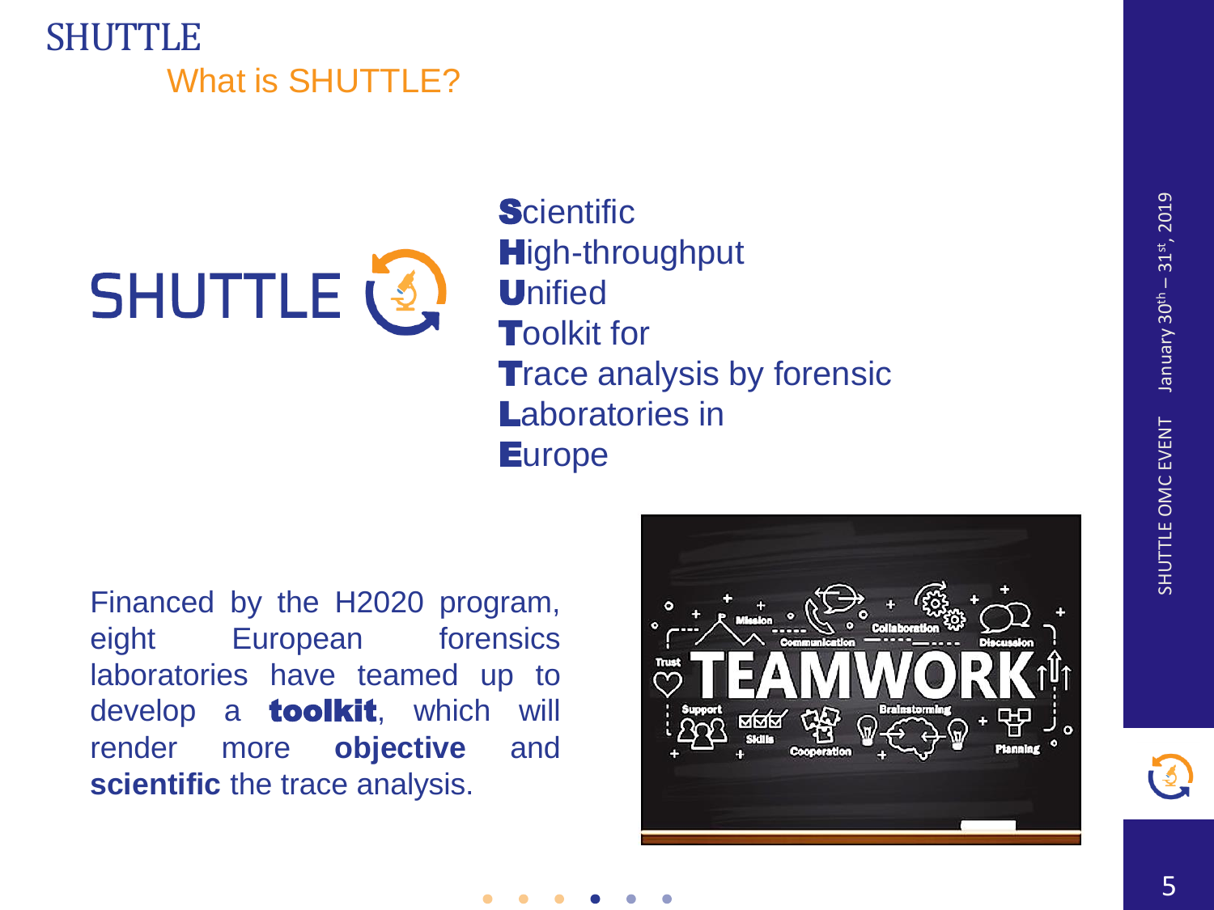# SHUTTLE

## What is SHUTTLE?

**S**cientific
**H**igh-throughput
**U**nified
**T**oolkit for
**T**race analysis by forensic
**L**aboratories in
**E**urope

Financed by the H2020 program, eight European forensics laboratories have teamed up to develop a **toolkit**, which will render more **objective** and **scientific** the trace analysis.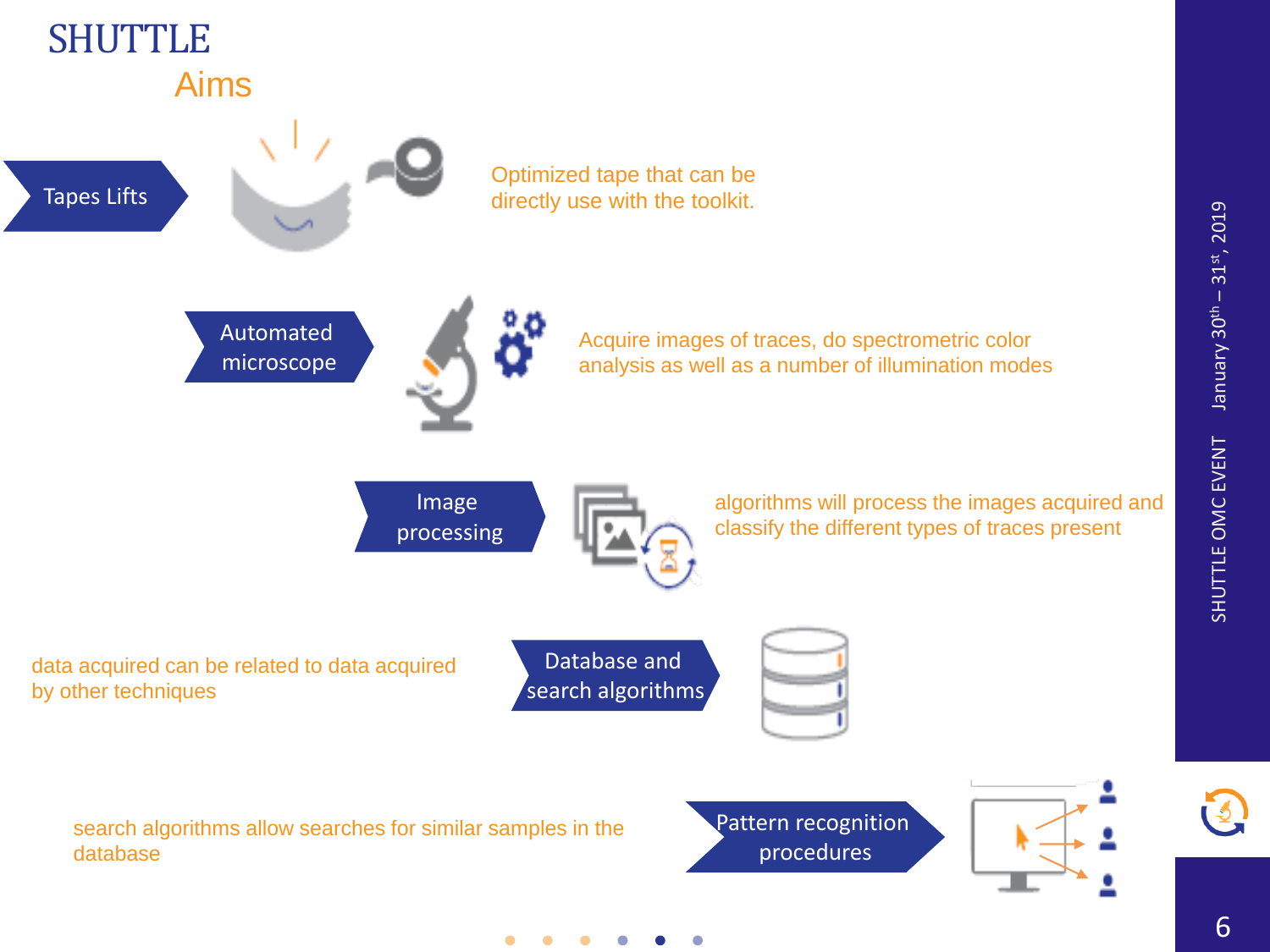# SHUTTLE

## Aims

**Tapes Lifts**

Optimized tape that can be directly use with the toolkit.

**Automated microscope**

Acquire images of traces, do spectrometric color analysis as well as a number of illumination modes

**Image processing**

algorithms will process the images acquired and classify the different types of traces present

**Database and search algorithms**

data acquired can be related to data acquired by other techniques

**Pattern recognition procedures**

search algorithms allow searches for similar samples in the database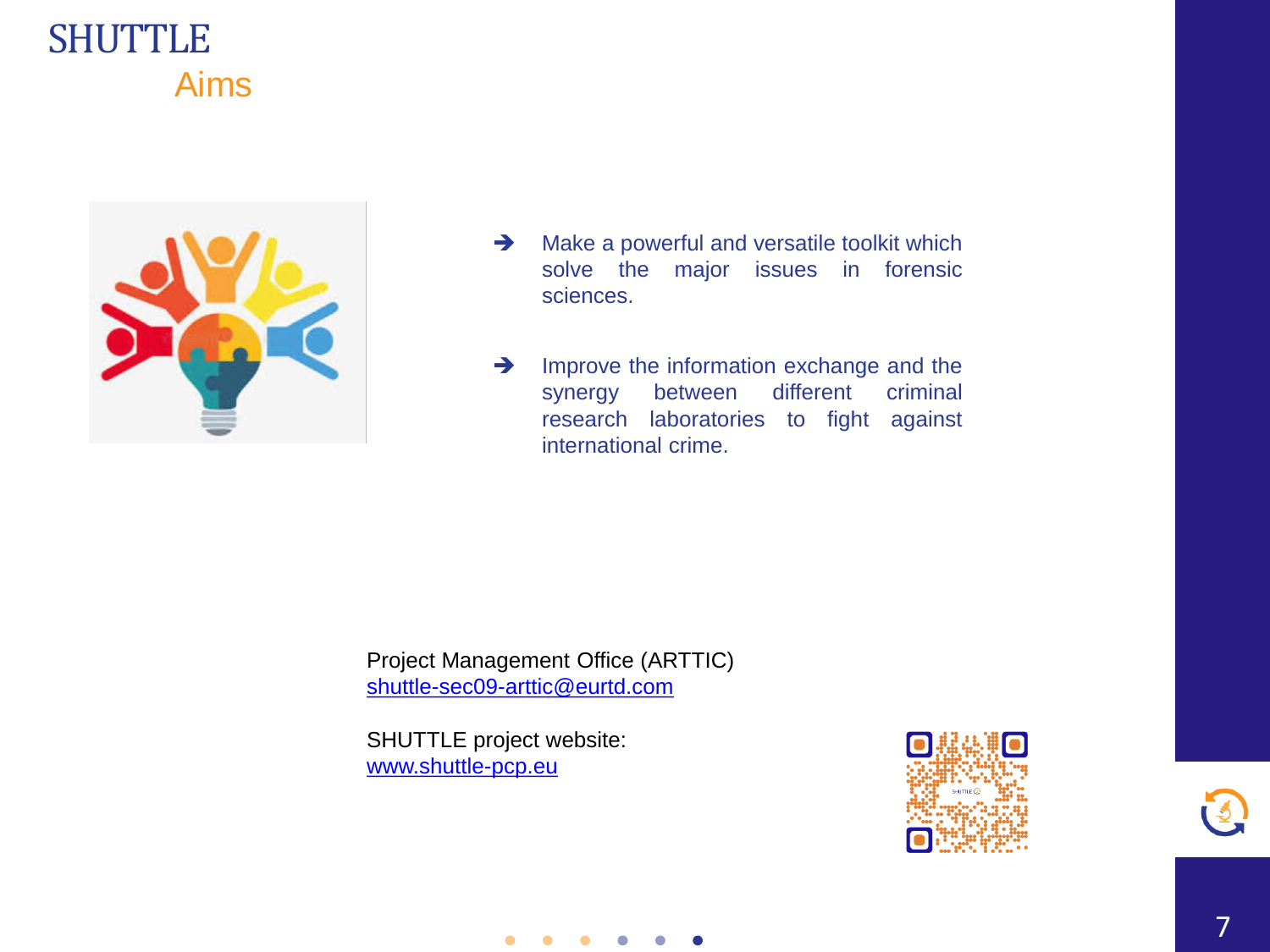# SHUTTLE

## Aims

- Make a powerful and versatile toolkit which solve the major issues in forensic sciences.
- Improve the information exchange and the synergy between different criminal research laboratories to fight against international crime.

Project Management Office (ARTTIC)
shuttle-sec09-arttic@eurtd.com

SHUTTLE project website:
www.shuttle-pcp.eu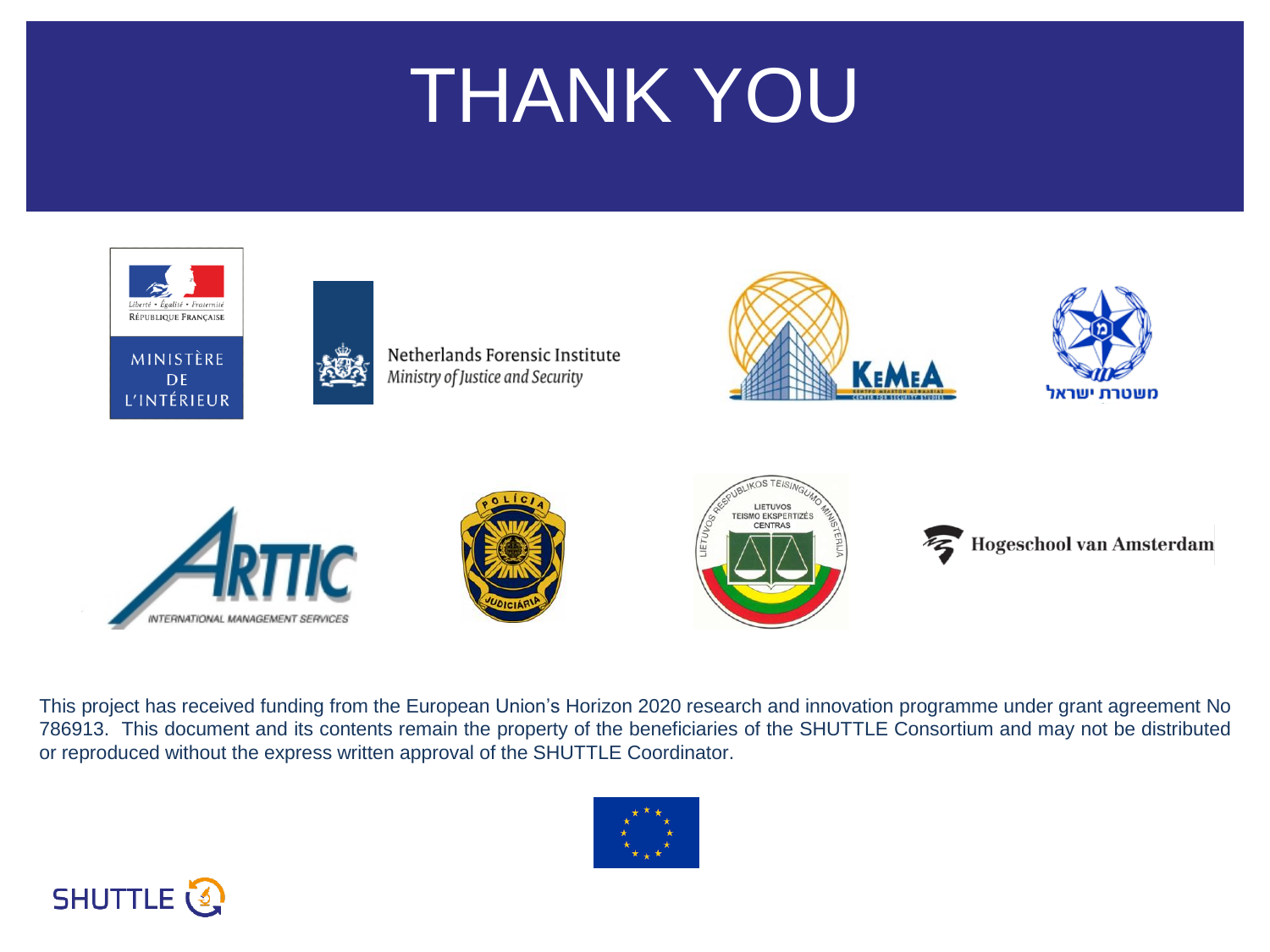# THANK YOU

This project has received funding from the European Union's Horizon 2020 research and innovation programme under grant agreement No 786913. This document and its contents remain the property of the beneficiaries of the SHUTTLE Consortium and may not be distributed or reproduced without the express written approval of the SHUTTLE Coordinator.